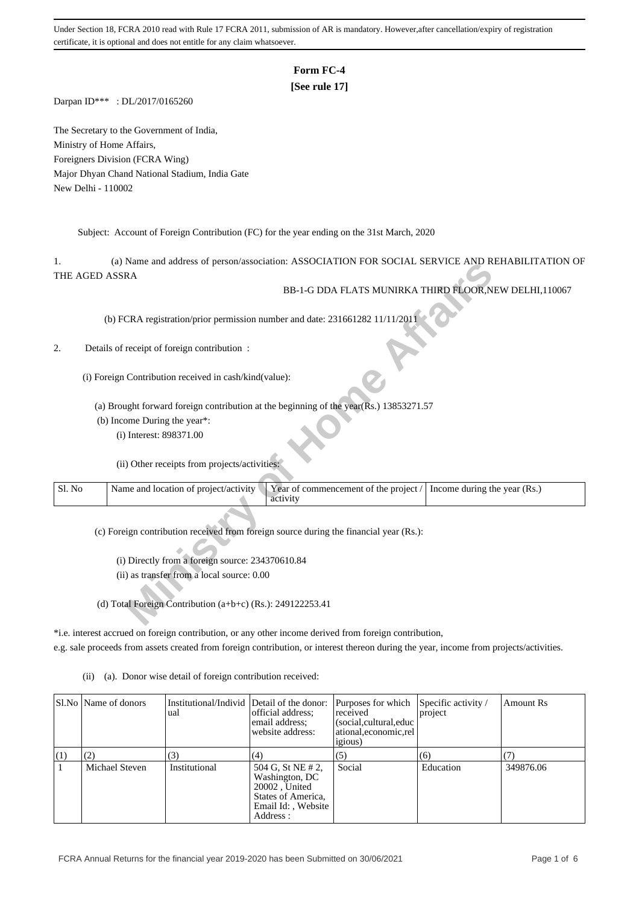Under Section 18, FCRA 2010 read with Rule 17 FCRA 2011, submission of AR is mandatory. However,after cancellation/expiry of registration certificate, it is optional and does not entitle for any claim whatsoever.

# Form FC-4

**[See rule 17]**

Darpan ID*** : DL/2017/0165260

The Secretary to the Government of India,
Ministry of Home Affairs,
Foreigners Division (FCRA Wing)
Major Dhyan Chand National Stadium, India Gate
New Delhi - 110002

Subject: Account of Foreign Contribution (FC) for the year ending on the 31st March, 2020

1. (a) Name and address of person/association: ASSOCIATION FOR SOCIAL SERVICE AND REHABILITATION OF THE AGED ASSRA

BB-1-G DDA FLATS MUNIRKA THIRD FLOOR,NEW DELHI,110067

(b) FCRA registration/prior permission number and date: 231661282 11/11/2011

2. Details of receipt of foreign contribution :

(i) Foreign Contribution received in cash/kind(value):

(a) Brought forward foreign contribution at the beginning of the year(Rs.) 13853271.57

(b) Income During the year*:

(i) Interest: 898371.00

(ii) Other receipts from projects/activities:

| Sl. No | Name and location of project/activity | Year of commencement of the project / activity | Income during the year (Rs.) |
|---|---|---|---|

(c) Foreign contribution received from foreign source during the financial year (Rs.):

(i) Directly from a foreign source: 234370610.84

(ii) as transfer from a local source: 0.00

(d) Total Foreign Contribution (a+b+c) (Rs.): 249122253.41

*i.e. interest accrued on foreign contribution, or any other income derived from foreign contribution, e.g. sale proceeds from assets created from foreign contribution, or interest thereon during the year, income from projects/activities.

(ii) (a). Donor wise detail of foreign contribution received:

| Sl.No | Name of donors | Institutional/Individual | Detail of the donor: official address; email address; website address: | Purposes for which received (social,cultural,educational,economic,religious) | Specific activity / project | Amount Rs |
|---|---|---|---|---|---|---|
| (1) | (2) | (3) | (4) | (5) | (6) | (7) |
| 1 | Michael Steven | Institutional | 504 G, St NE # 2, Washington, DC 20002 , United States of America, Email Id: , Website Address : | Social | Education | 349876.06 |

FCRA Annual Returns for the financial year 2019-2020 has been Submitted on 30/06/2021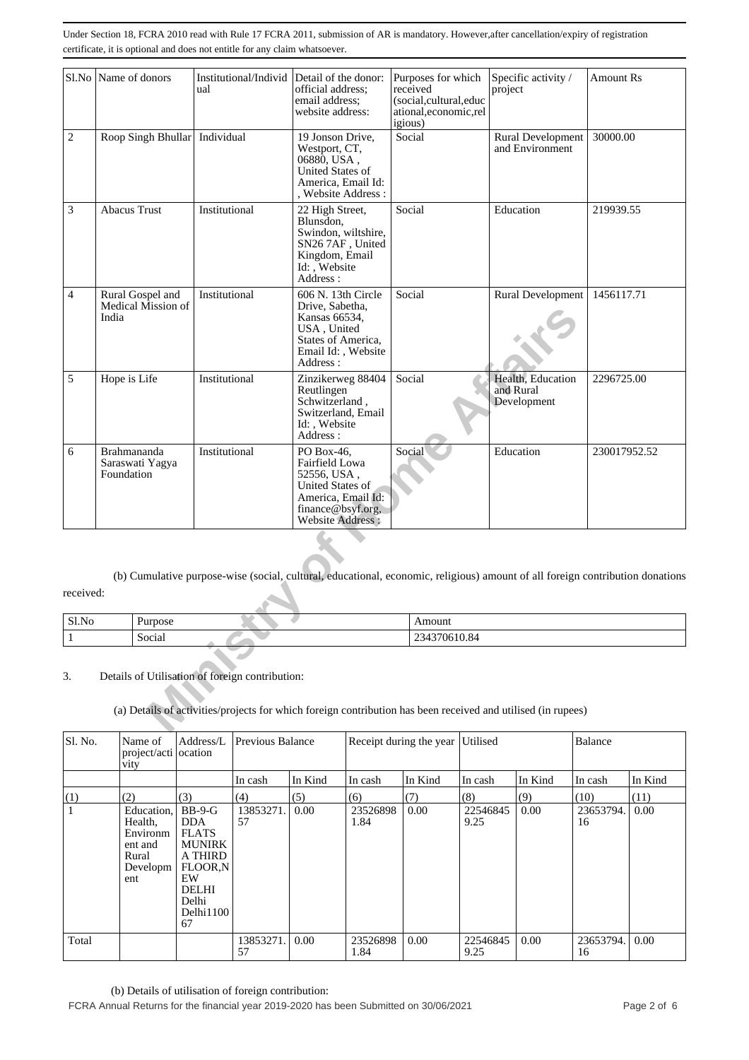Under Section 18, FCRA 2010 read with Rule 17 FCRA 2011, submission of AR is mandatory. However,after cancellation/expiry of registration certificate, it is optional and does not entitle for any claim whatsoever.

| Sl.No | Name of donors | Institutional/Individual | Detail of the donor: official address; email address; website address: | Purposes for which received (social,cultural,educational,economic,religious) | Specific activity / project | Amount Rs |
|---|---|---|---|---|---|---|
| 2 | Roop Singh Bhullar | Individual | 19 Jonson Drive, Westport, CT, 06880, USA , United States of America, Email Id: , Website Address : | Social | Rural Development and Environment | 30000.00 |
| 3 | Abacus Trust | Institutional | 22 High Street, Blunsdon, Swindon, wiltshire, SN26 7AF , United Kingdom, Email Id: , Website Address : | Social | Education | 219939.55 |
| 4 | Rural Gospel and Medical Mission of India | Institutional | 606 N. 13th Circle Drive, Sabetha, Kansas 66534, USA , United States of America, Email Id: , Website Address : | Social | Rural Development | 1456117.71 |
| 5 | Hope is Life | Institutional | Zinzikerweg 88404 Reutlingen Schwitzerland , Switzerland, Email Id: , Website Address : | Social | Health, Education and Rural Development | 2296725.00 |
| 6 | Brahmananda Saraswati Yagya Foundation | Institutional | PO Box-46, Fairfield Lowa 52556, USA , United States of America, Email Id: finance@bsyf.org, Website Address : | Social | Education | 230017952.52 |

(b) Cumulative purpose-wise (social, cultural, educational, economic, religious) amount of all foreign contribution donations received:

| Sl.No | Purpose | Amount |
|---|---|---|
| 1 | Social | 234370610.84 |

3. Details of Utilisation of foreign contribution:

(a) Details of activities/projects for which foreign contribution has been received and utilised (in rupees)

| Sl. No. | Name of project/activity | Address/Location | Previous Balance | | Receipt during the year | | Utilised | | Balance | |
|---|---|---|---|---|---|---|---|---|---|---|
| | | | In cash | In Kind | In cash | In Kind | In cash | In Kind | In cash | In Kind |
| (1) | (2) | (3) | (4) | (5) | (6) | (7) | (8) | (9) | (10) | (11) |
| 1 | Education, Health, Environment and Rural Development | BB-9-G DDA FLATS MUNIRKA THIRD FLOOR,NEW DELHI Delhi Delhi110067 | 13853271.57 | 0.00 | 235268981.84 | 0.00 | 225468459.25 | 0.00 | 23653794.16 | 0.00 |
| Total | | | 13853271.57 | 0.00 | 235268981.84 | 0.00 | 225468459.25 | 0.00 | 23653794.16 | 0.00 |

(b) Details of utilisation of foreign contribution: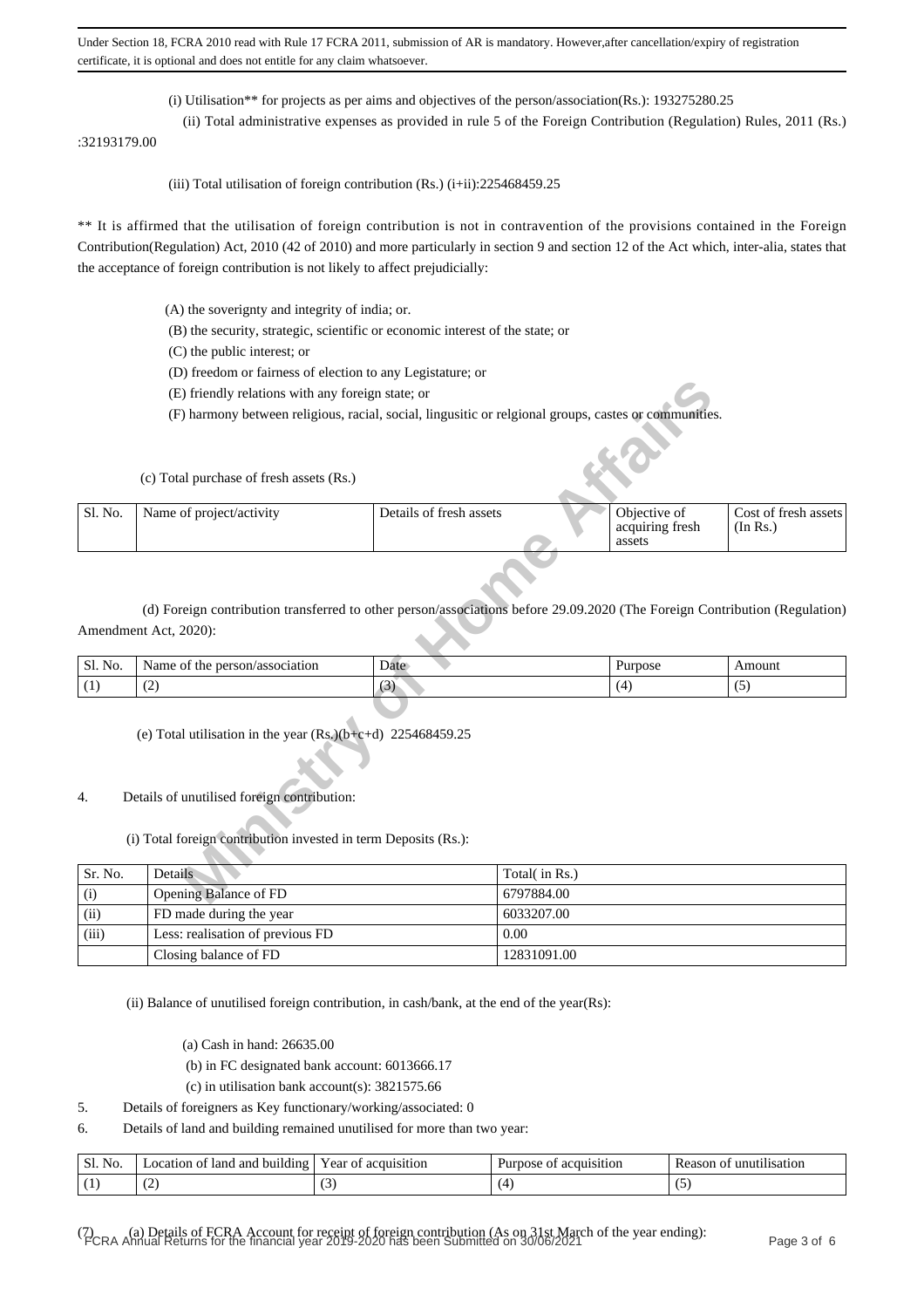Under Section 18, FCRA 2010 read with Rule 17 FCRA 2011, submission of AR is mandatory. However,after cancellation/expiry of registration certificate, it is optional and does not entitle for any claim whatsoever.

(i) Utilisation** for projects as per aims and objectives of the person/association(Rs.): 193275280.25

(ii) Total administrative expenses as provided in rule 5 of the Foreign Contribution (Regulation) Rules, 2011 (Rs.) :32193179.00

(iii) Total utilisation of foreign contribution (Rs.) (i+ii):225468459.25

** It is affirmed that the utilisation of foreign contribution is not in contravention of the provisions contained in the Foreign Contribution(Regulation) Act, 2010 (42 of 2010) and more particularly in section 9 and section 12 of the Act which, inter-alia, states that the acceptance of foreign contribution is not likely to affect prejudicially:

(A) the soverignty and integrity of india; or.

(B) the security, strategic, scientific or economic interest of the state; or

(C) the public interest; or

(D) freedom or fairness of election to any Legistature; or

(E) friendly relations with any foreign state; or

(F) harmony between religious, racial, social, lingusitic or relgional groups, castes or communities.

(c) Total purchase of fresh assets (Rs.)

| Sl. No. | Name of project/activity | Details of fresh assets | Objective of acquiring fresh assets | Cost of fresh assets (In Rs.) |
|---|---|---|---|---|

(d) Foreign contribution transferred to other person/associations before 29.09.2020 (The Foreign Contribution (Regulation) Amendment Act, 2020):

| Sl. No. | Name of the person/association | Date | Purpose | Amount |
|---|---|---|---|---|
| (1) | (2) | (3) | (4) | (5) |

(e) Total utilisation in the year (Rs.)(b+c+d) 225468459.25

4. Details of unutilised foreign contribution:

(i) Total foreign contribution invested in term Deposits (Rs.):

| Sr. No. | Details | Total( in Rs.) |
|---|---|---|
| (i) | Opening Balance of FD | 6797884.00 |
| (ii) | FD made during the year | 6033207.00 |
| (iii) | Less: realisation of previous FD | 0.00 |
| | Closing balance of FD | 12831091.00 |

(ii) Balance of unutilised foreign contribution, in cash/bank, at the end of the year(Rs):

(a) Cash in hand: 26635.00

(b) in FC designated bank account: 6013666.17

(c) in utilisation bank account(s): 3821575.66

5. Details of foreigners as Key functionary/working/associated: 0

6. Details of land and building remained unutilised for more than two year:

| Sl. No. | Location of land and building | Year of acquisition | Purpose of acquisition | Reason of unutilisation |
|---|---|---|---|---|
| (1) | (2) | (3) | (4) | (5) |

(7) (a) Details of FCRA Account for receipt of foreign contribution (As on 31st March of the year ending):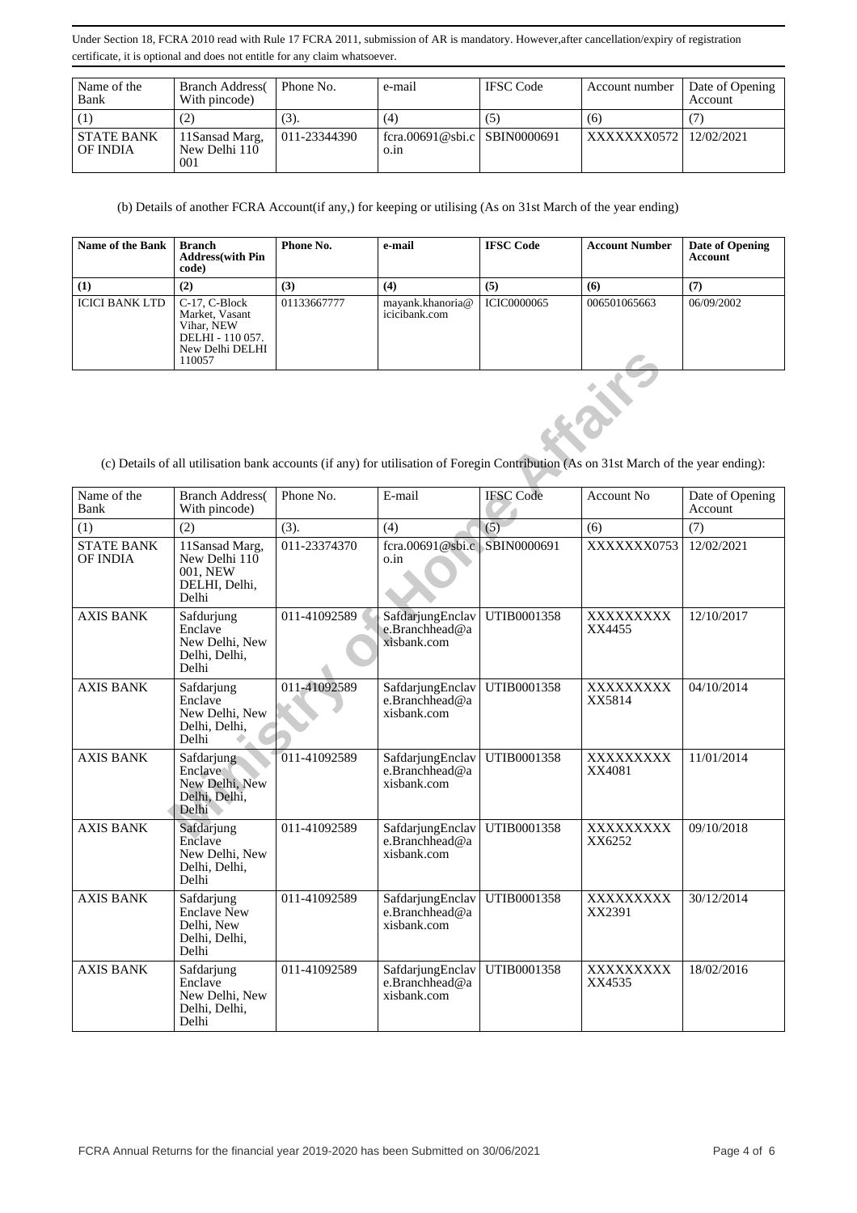Under Section 18, FCRA 2010 read with Rule 17 FCRA 2011, submission of AR is mandatory. However,after cancellation/expiry of registration certificate, it is optional and does not entitle for any claim whatsoever.

| Name of the Bank | Branch Address( With pincode) | Phone No. | e-mail | IFSC Code | Account number | Date of Opening Account |
|---|---|---|---|---|---|---|
| (1) | (2) | (3). | (4) | (5) | (6) | (7) |
| STATE BANK OF INDIA | 11Sansad Marg, New Delhi 110 001 | 011-23344390 | fcra.00691@sbi.co.in | SBIN0000691 | XXXXXXX0572 | 12/02/2021 |

(b) Details of another FCRA Account(if any,) for keeping or utilising (As on 31st March of the year ending)

| **Name of the Bank** | **Branch Address(with Pin code)** | **Phone No.** | **e-mail** | **IFSC Code** | **Account Number** | **Date of Opening Account** |
|---|---|---|---|---|---|---|
| **(1)** | **(2)** | **(3)** | **(4)** | **(5)** | **(6)** | **(7)** |
| ICICI BANK LTD | C-17, C-Block Market, Vasant Vihar, NEW DELHI - 110 057. New Delhi DELHI 110057 | 01133667777 | mayank.khanoria@icicibank.com | ICIC0000065 | 006501065663 | 06/09/2002 |

(c) Details of all utilisation bank accounts (if any) for utilisation of Foregin Contribution (As on 31st March of the year ending):

| Name of the Bank | Branch Address( With pincode) | Phone No. | E-mail | IFSC Code | Account No | Date of Opening Account |
|---|---|---|---|---|---|---|
| (1) | (2) | (3). | (4) | (5) | (6) | (7) |
| STATE BANK OF INDIA | 11Sansad Marg, New Delhi 110 001, NEW DELHI, Delhi, Delhi | 011-23374370 | fcra.00691@sbi.co.in | SBIN0000691 | XXXXXXX0753 | 12/02/2021 |
| AXIS BANK | Safdurjung Enclave New Delhi, New Delhi, Delhi, Delhi | 011-41092589 | SafdarjungEnclave.Branchhead@axisbank.com | UTIB0001358 | XXXXXXXXXXX4455 | 12/10/2017 |
| AXIS BANK | Safdarjung Enclave New Delhi, New Delhi, Delhi, Delhi | 011-41092589 | SafdarjungEnclave.Branchhead@axisbank.com | UTIB0001358 | XXXXXXXXXXX5814 | 04/10/2014 |
| AXIS BANK | Safdarjung Enclave New Delhi, New Delhi, Delhi, Delhi | 011-41092589 | SafdarjungEnclave.Branchhead@axisbank.com | UTIB0001358 | XXXXXXXXXXX4081 | 11/01/2014 |
| AXIS BANK | Safdarjung Enclave New Delhi, New Delhi, Delhi, Delhi | 011-41092589 | SafdarjungEnclave.Branchhead@axisbank.com | UTIB0001358 | XXXXXXXXXXX6252 | 09/10/2018 |
| AXIS BANK | Safdarjung Enclave New Delhi, New Delhi, Delhi, Delhi | 011-41092589 | SafdarjungEnclave.Branchhead@axisbank.com | UTIB0001358 | XXXXXXXXXXX2391 | 30/12/2014 |
| AXIS BANK | Safdarjung Enclave New Delhi, New Delhi, Delhi, Delhi | 011-41092589 | SafdarjungEnclave.Branchhead@axisbank.com | UTIB0001358 | XXXXXXXXXXX4535 | 18/02/2016 |

FCRA Annual Returns for the financial year 2019-2020 has been Submitted on 30/06/2021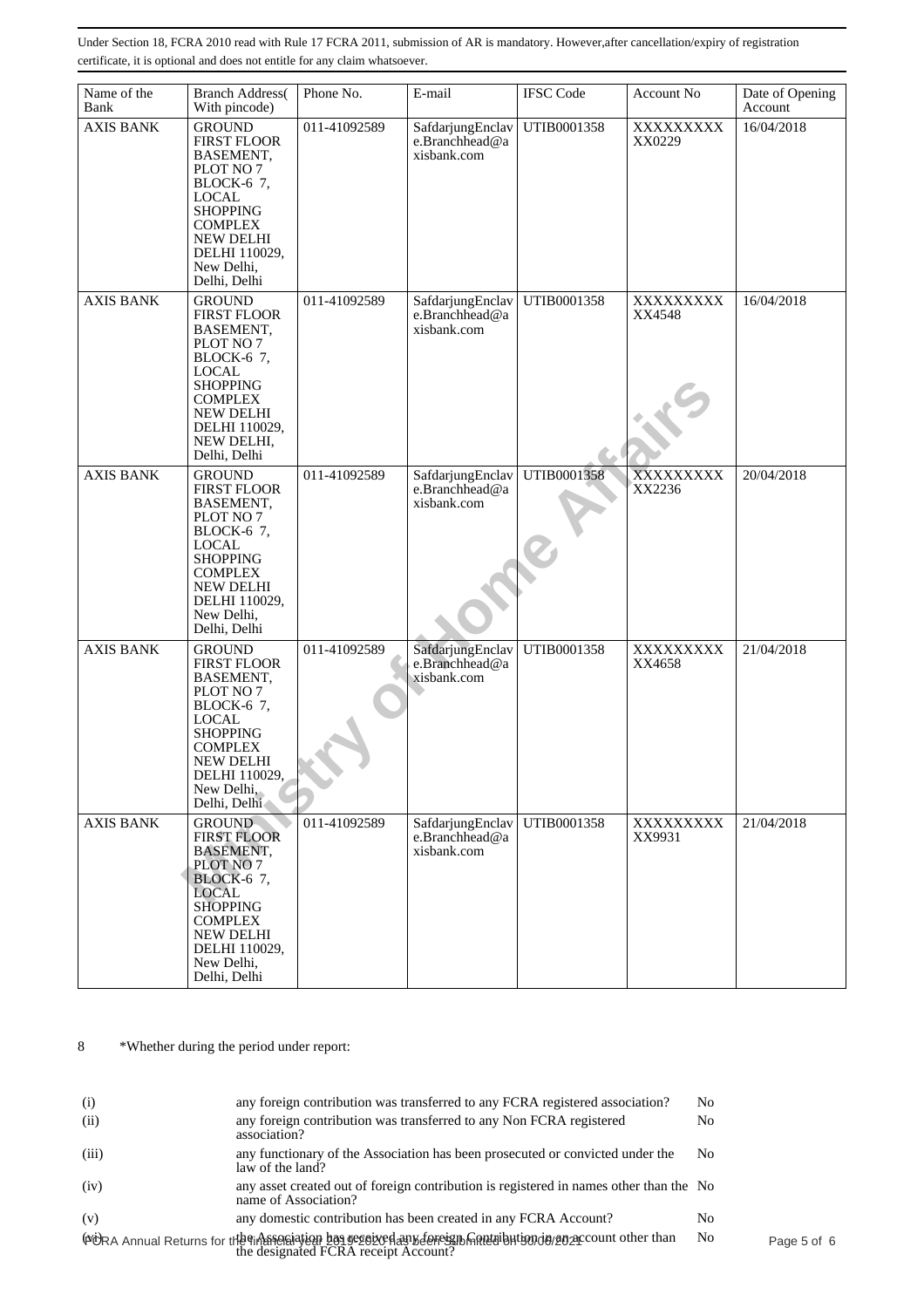Under Section 18, FCRA 2010 read with Rule 17 FCRA 2011, submission of AR is mandatory. However,after cancellation/expiry of registration certificate, it is optional and does not entitle for any claim whatsoever.

| Name of the Bank | Branch Address( With pincode) | Phone No. | E-mail | IFSC Code | Account No | Date of Opening Account |
|---|---|---|---|---|---|---|
| AXIS BANK | GROUND FIRST FLOOR BASEMENT, PLOT NO 7 BLOCK-6 7, LOCAL SHOPPING COMPLEX NEW DELHI DELHI 110029, New Delhi, Delhi, Delhi | 011-41092589 | SafdarjungEnclave.Branchhead@axisbank.com | UTIB0001358 | XXXXXXXXXX0229 | 16/04/2018 |
| AXIS BANK | GROUND FIRST FLOOR BASEMENT, PLOT NO 7 BLOCK-6 7, LOCAL SHOPPING COMPLEX NEW DELHI DELHI 110029, NEW DELHI, Delhi, Delhi | 011-41092589 | SafdarjungEnclave.Branchhead@axisbank.com | UTIB0001358 | XXXXXXXXXX4548 | 16/04/2018 |
| AXIS BANK | GROUND FIRST FLOOR BASEMENT, PLOT NO 7 BLOCK-6 7, LOCAL SHOPPING COMPLEX NEW DELHI DELHI 110029, New Delhi, Delhi, Delhi | 011-41092589 | SafdarjungEnclave.Branchhead@axisbank.com | UTIB0001358 | XXXXXXXXXX2236 | 20/04/2018 |
| AXIS BANK | GROUND FIRST FLOOR BASEMENT, PLOT NO 7 BLOCK-6 7, LOCAL SHOPPING COMPLEX NEW DELHI DELHI 110029, New Delhi, Delhi, Delhi | 011-41092589 | SafdarjungEnclave.Branchhead@axisbank.com | UTIB0001358 | XXXXXXXXXX4658 | 21/04/2018 |
| AXIS BANK | GROUND FIRST FLOOR BASEMENT, PLOT NO 7 BLOCK-6 7, LOCAL SHOPPING COMPLEX NEW DELHI DELHI 110029, New Delhi, Delhi, Delhi | 011-41092589 | SafdarjungEnclave.Branchhead@axisbank.com | UTIB0001358 | XXXXXXXXXX9931 | 21/04/2018 |

8 *Whether during the period under report:

| | | |
|---|---|---|
| (i) | any foreign contribution was transferred to any FCRA registered association? | No |
| (ii) | any foreign contribution was transferred to any Non FCRA registered association? | No |
| (iii) | any functionary of the Association has been prosecuted or convicted under the law of the land? | No |
| (iv) | any asset created out of foreign contribution is registered in names other than the name of Association? | No |
| (v) | any domestic contribution has been created in any FCRA Account? | No |
| (vi) | the Association has received any foreign Contribution in an account other than the designated FCRA receipt Account? | No |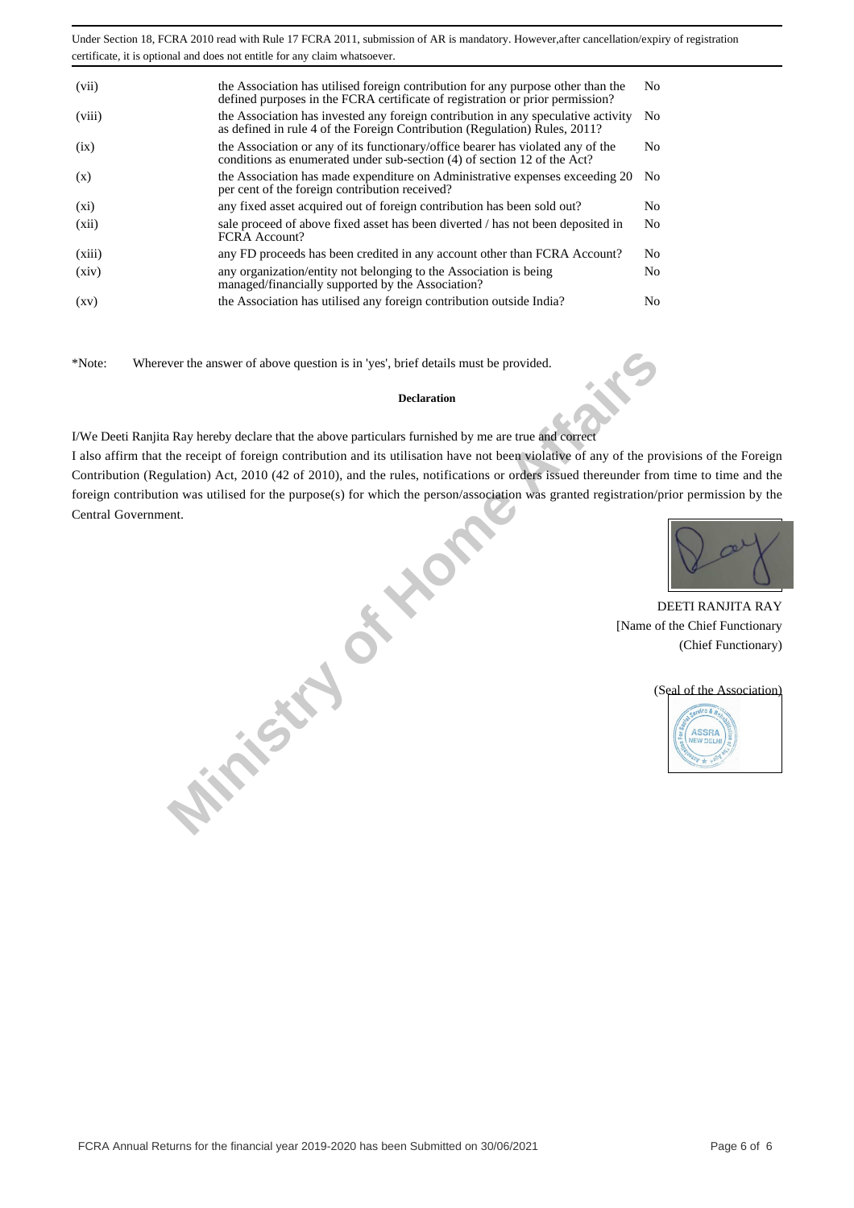Under Section 18, FCRA 2010 read with Rule 17 FCRA 2011, submission of AR is mandatory. However,after cancellation/expiry of registration certificate, it is optional and does not entitle for any claim whatsoever.

| | | |
|---|---|---|
| (vii) | the Association has utilised foreign contribution for any purpose other than the defined purposes in the FCRA certificate of registration or prior permission? | No |
| (viii) | the Association has invested any foreign contribution in any speculative activity as defined in rule 4 of the Foreign Contribution (Regulation) Rules, 2011? | No |
| (ix) | the Association or any of its functionary/office bearer has violated any of the conditions as enumerated under sub-section (4) of section 12 of the Act? | No |
| (x) | the Association has made expenditure on Administrative expenses exceeding 20 per cent of the foreign contribution received? | No |
| (xi) | any fixed asset acquired out of foreign contribution has been sold out? | No |
| (xii) | sale proceed of above fixed asset has been diverted / has not been deposited in FCRA Account? | No |
| (xiii) | any FD proceeds has been credited in any account other than FCRA Account? | No |
| (xiv) | any organization/entity not belonging to the Association is being managed/financially supported by the Association? | No |
| (xv) | the Association has utilised any foreign contribution outside India? | No |

*Note: Wherever the answer of above question is in 'yes', brief details must be provided.

**Declaration**

I/We Deeti Ranjita Ray hereby declare that the above particulars furnished by me are true and correct

I also affirm that the receipt of foreign contribution and its utilisation have not been violative of any of the provisions of the Foreign Contribution (Regulation) Act, 2010 (42 of 2010), and the rules, notifications or orders issued thereunder from time to time and the foreign contribution was utilised for the purpose(s) for which the person/association was granted registration/prior permission by the Central Government.

DEETI RANJITA RAY
[Name of the Chief Functionary
(Chief Functionary)

(Seal of the Association)

FCRA Annual Returns for the financial year 2019-2020 has been Submitted on 30/06/2021